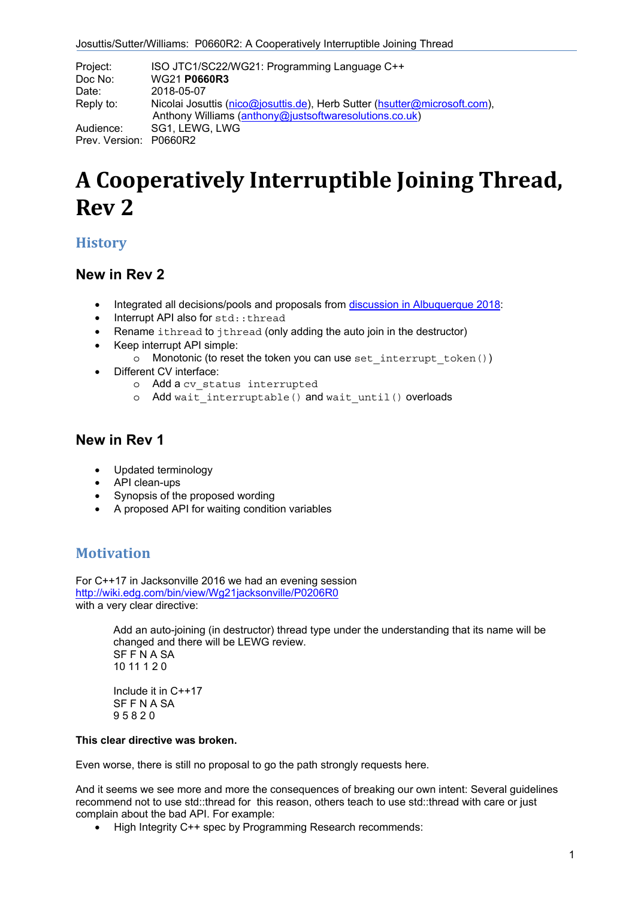Project: ISO JTC1/SC22/WG21: Programming Language C++
Doc No: WG21 **P0660R3**
Date: 2018-05-07
Reply to: Nicolai Josuttis (nico@josuttis.de), Herb Sutter (hsutter@microsoft.com), Anthony Williams (anthony@justsoftwaresolutions.co.uk)
Audience: SG1, LEWG, LWG
Prev. Version: P0660R2

# A Cooperatively Interruptible Joining Thread, Rev 2

## History

### New in Rev 2

- Integrated all decisions/pools and proposals from discussion in Albuquerque 2018:
- Interrupt API also for `std::thread`
- Rename `ithread` to `jthread` (only adding the auto join in the destructor)
- Keep interrupt API simple:
  - Monotonic (to reset the token you can use `set_interrupt_token()`)
- Different CV interface:
  - Add a `cv_status interrupted`
  - Add `wait_interruptable()` and `wait_until()` overloads

### New in Rev 1

- Updated terminology
- API clean-ups
- Synopsis of the proposed wording
- A proposed API for waiting condition variables

## Motivation

For C++17 in Jacksonville 2016 we had an evening session
http://wiki.edg.com/bin/view/Wg21jacksonville/P0206R0
with a very clear directive:

> Add an auto-joining (in destructor) thread type under the understanding that its name will be changed and there will be LEWG review.
> SF F N A SA
> 10 11 1 2 0
>
> Include it in C++17
> SF F N A SA
> 9 5 8 2 0

**This clear directive was broken.**

Even worse, there is still no proposal to go the path strongly requests here.

And it seems we see more and more the consequences of breaking our own intent: Several guidelines recommend not to use std::thread for this reason, others teach to use std::thread with care or just complain about the bad API. For example:

- High Integrity C++ spec by Programming Research recommends: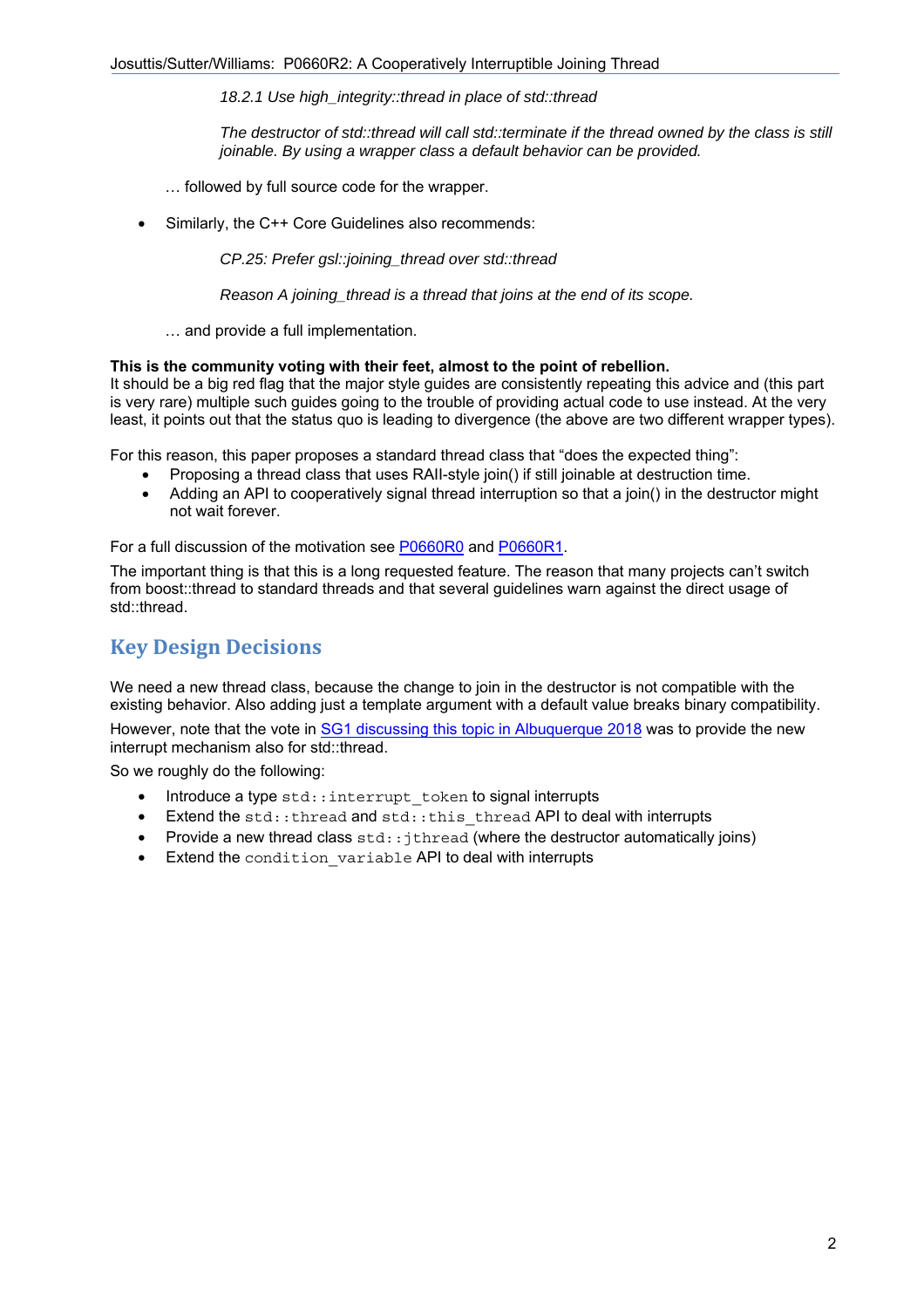> *18.2.1 Use high_integrity::thread in place of std::thread*
>
> *The destructor of std::thread will call std::terminate if the thread owned by the class is still joinable. By using a wrapper class a default behavior can be provided.*

… followed by full source code for the wrapper.

- Similarly, the C++ Core Guidelines also recommends:

> *CP.25: Prefer gsl::joining_thread over std::thread*
>
> *Reason A joining_thread is a thread that joins at the end of its scope.*

… and provide a full implementation.

**This is the community voting with their feet, almost to the point of rebellion.**
It should be a big red flag that the major style guides are consistently repeating this advice and (this part is very rare) multiple such guides going to the trouble of providing actual code to use instead. At the very least, it points out that the status quo is leading to divergence (the above are two different wrapper types).

For this reason, this paper proposes a standard thread class that "does the expected thing":

- Proposing a thread class that uses RAII-style join() if still joinable at destruction time.
- Adding an API to cooperatively signal thread interruption so that a join() in the destructor might not wait forever.

For a full discussion of the motivation see P0660R0 and P0660R1.

The important thing is that this is a long requested feature. The reason that many projects can't switch from boost::thread to standard threads and that several guidelines warn against the direct usage of std::thread.

## Key Design Decisions

We need a new thread class, because the change to join in the destructor is not compatible with the existing behavior. Also adding just a template argument with a default value breaks binary compatibility.

However, note that the vote in SG1 discussing this topic in Albuquerque 2018 was to provide the new interrupt mechanism also for std::thread.

So we roughly do the following:

- Introduce a type `std::interrupt_token` to signal interrupts
- Extend the `std::thread` and `std::this_thread` API to deal with interrupts
- Provide a new thread class `std::jthread` (where the destructor automatically joins)
- Extend the `condition_variable` API to deal with interrupts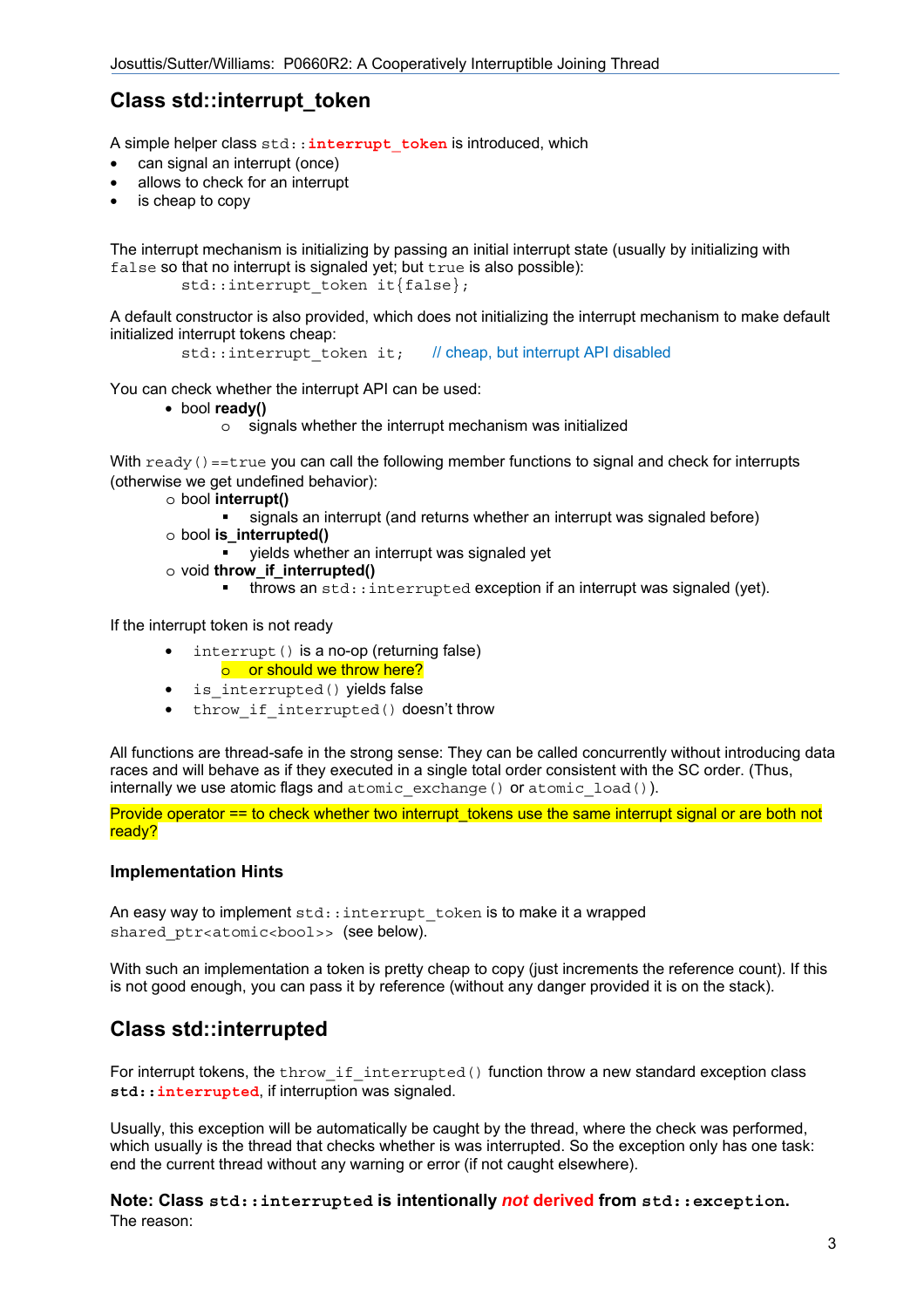## Class std::interrupt_token

A simple helper class `std::interrupt_token` is introduced, which

- can signal an interrupt (once)
- allows to check for an interrupt
- is cheap to copy

The interrupt mechanism is initializing by passing an initial interrupt state (usually by initializing with `false` so that no interrupt is signaled yet; but `true` is also possible):

```
std::interrupt_token it{false};
```

A default constructor is also provided, which does not initializing the interrupt mechanism to make default initialized interrupt tokens cheap:

```
std::interrupt_token it;    // cheap, but interrupt API disabled
```

You can check whether the interrupt API can be used:

- bool **ready()**
  - signals whether the interrupt mechanism was initialized

With `ready()==true` you can call the following member functions to signal and check for interrupts (otherwise we get undefined behavior):

- bool **interrupt()**
  - signals an interrupt (and returns whether an interrupt was signaled before)
- bool **is_interrupted()**
  - yields whether an interrupt was signaled yet
- void **throw_if_interrupted()**
  - throws an `std::interrupted` exception if an interrupt was signaled (yet).

If the interrupt token is not ready

- `interrupt()` is a no-op (returning false)
  - or should we throw here?
- `is_interrupted()` yields false
- `throw_if_interrupted()` doesn't throw

All functions are thread-safe in the strong sense: They can be called concurrently without introducing data races and will behave as if they executed in a single total order consistent with the SC order. (Thus, internally we use atomic flags and `atomic_exchange()` or `atomic_load()`).

Provide operator == to check whether two interrupt_tokens use the same interrupt signal or are both not ready?

### Implementation Hints

An easy way to implement `std::interrupt_token` is to make it a wrapped `shared_ptr<atomic<bool>>` (see below).

With such an implementation a token is pretty cheap to copy (just increments the reference count). If this is not good enough, you can pass it by reference (without any danger provided it is on the stack).

## Class std::interrupted

For interrupt tokens, the `throw_if_interrupted()` function throw a new standard exception class **`std::interrupted`**, if interruption was signaled.

Usually, this exception will be automatically be caught by the thread, where the check was performed, which usually is the thread that checks whether is was interrupted. So the exception only has one task: end the current thread without any warning or error (if not caught elsewhere).

**Note: Class `std::interrupted` is intentionally *not* derived from `std::exception`.**
The reason: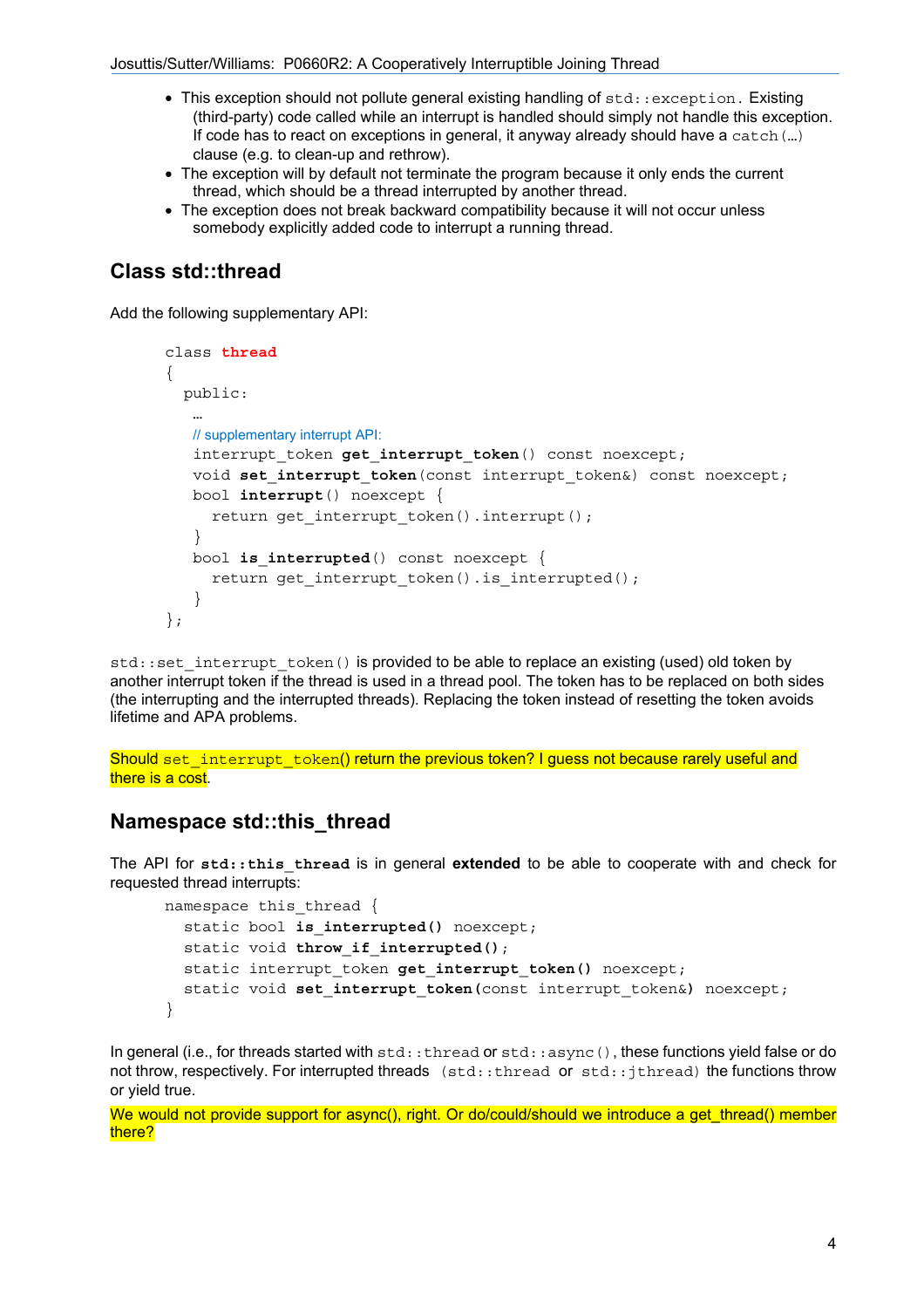- This exception should not pollute general existing handling of `std::exception`. Existing (third-party) code called while an interrupt is handled should simply not handle this exception. If code has to react on exceptions in general, it anyway already should have a `catch(…)` clause (e.g. to clean-up and rethrow).
- The exception will by default not terminate the program because it only ends the current thread, which should be a thread interrupted by another thread.
- The exception does not break backward compatibility because it will not occur unless somebody explicitly added code to interrupt a running thread.

## Class std::thread

Add the following supplementary API:

```
class thread
{
  public:
   …
   // supplementary interrupt API:
   interrupt_token get_interrupt_token() const noexcept;
   void set_interrupt_token(const interrupt_token&) const noexcept;
   bool interrupt() noexcept {
     return get_interrupt_token().interrupt();
   }
   bool is_interrupted() const noexcept {
     return get_interrupt_token().is_interrupted();
   }
};
```

`std::set_interrupt_token()` is provided to be able to replace an existing (used) old token by another interrupt token if the thread is used in a thread pool. The token has to be replaced on both sides (the interrupting and the interrupted threads). Replacing the token instead of resetting the token avoids lifetime and APA problems.

Should `set_interrupt_token()` return the previous token? I guess not because rarely useful and there is a cost.

## Namespace std::this_thread

The API for **`std::this_thread`** is in general **extended** to be able to cooperate with and check for requested thread interrupts:

```
namespace this_thread {
  static bool is_interrupted() noexcept;
  static void throw_if_interrupted();
  static interrupt_token get_interrupt_token() noexcept;
  static void set_interrupt_token(const interrupt_token&) noexcept;
}
```

In general (i.e., for threads started with `std::thread` or `std::async()`, these functions yield false or do not throw, respectively. For interrupted threads (`std::thread` or `std::jthread`) the functions throw or yield true.

We would not provide support for async(), right. Or do/could/should we introduce a get_thread() member there?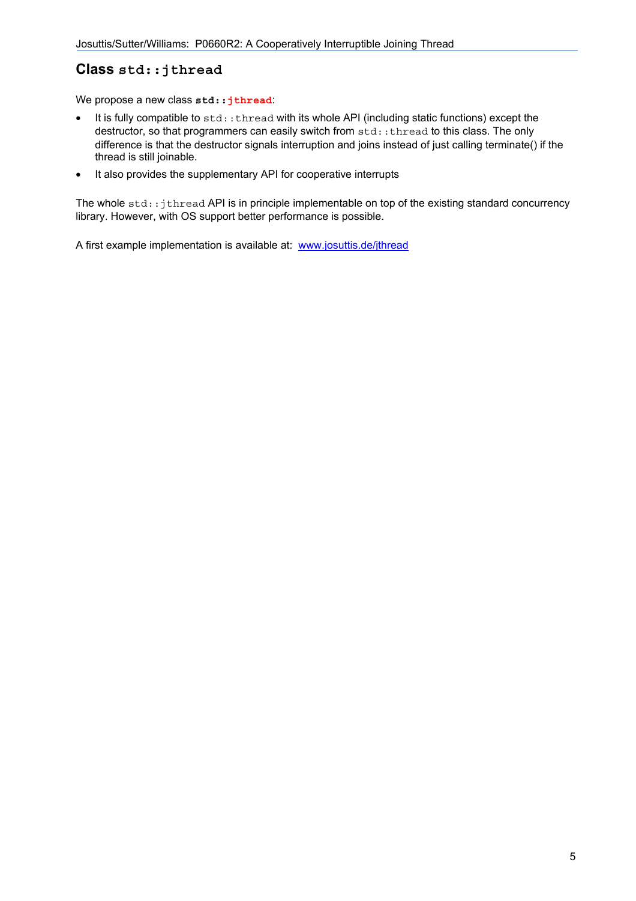## Class `std::jthread`

We propose a new class **`std::jthread`**:

- It is fully compatible to `std::thread` with its whole API (including static functions) except the destructor, so that programmers can easily switch from `std::thread` to this class. The only difference is that the destructor signals interruption and joins instead of just calling terminate() if the thread is still joinable.
- It also provides the supplementary API for cooperative interrupts

The whole `std::jthread` API is in principle implementable on top of the existing standard concurrency library. However, with OS support better performance is possible.

A first example implementation is available at: [www.josuttis.de/jthread](www.josuttis.de/jthread)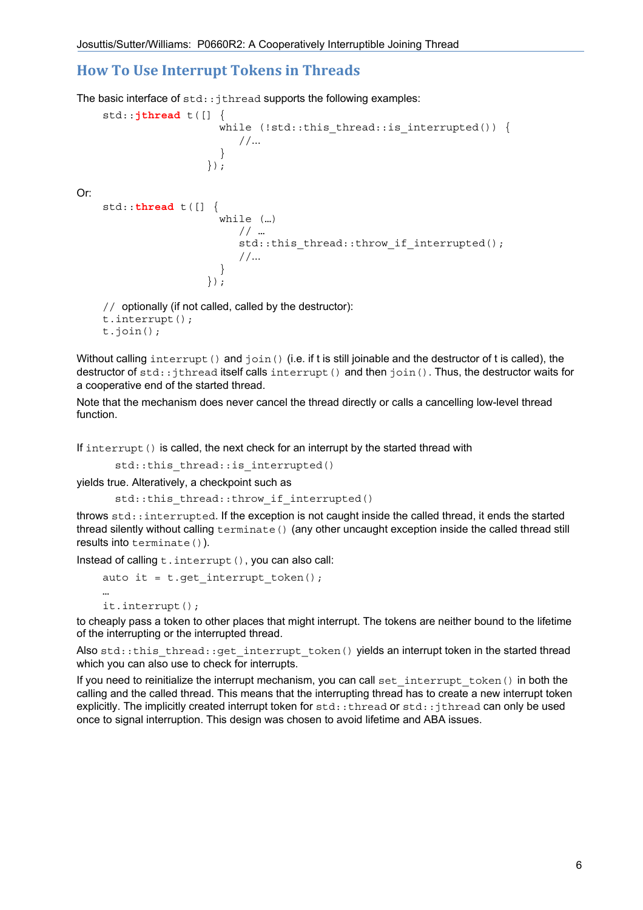## How To Use Interrupt Tokens in Threads

The basic interface of `std::jthread` supports the following examples:

```
std::jthread t([] {
                  while (!std::this_thread::is_interrupted()) {
                     //…
                  }
                });
```

Or:

```
std::thread t([] {
                  while (…)
                     // …
                     std::this_thread::throw_if_interrupted();
                     //…
                  }
                });

// optionally (if not called, called by the destructor):
t.interrupt();
t.join();
```

Without calling `interrupt()` and `join()` (i.e. if t is still joinable and the destructor of t is called), the destructor of `std::jthread` itself calls `interrupt()` and then `join()`. Thus, the destructor waits for a cooperative end of the started thread.

Note that the mechanism does never cancel the thread directly or calls a cancelling low-level thread function.

If `interrupt()` is called, the next check for an interrupt by the started thread with

```
std::this_thread::is_interrupted()
```

yields true. Alteratively, a checkpoint such as

```
std::this_thread::throw_if_interrupted()
```

throws `std::interrupted`. If the exception is not caught inside the called thread, it ends the started thread silently without calling `terminate()` (any other uncaught exception inside the called thread still results into `terminate()`).

Instead of calling `t.interrupt()`, you can also call:

```
auto it = t.get_interrupt_token();
…
it.interrupt();
```

to cheaply pass a token to other places that might interrupt. The tokens are neither bound to the lifetime of the interrupting or the interrupted thread.

Also `std::this_thread::get_interrupt_token()` yields an interrupt token in the started thread which you can also use to check for interrupts.

If you need to reinitialize the interrupt mechanism, you can call `set_interrupt_token()` in both the calling and the called thread. This means that the interrupting thread has to create a new interrupt token explicitly. The implicitly created interrupt token for `std::thread` or `std::jthread` can only be used once to signal interruption. This design was chosen to avoid lifetime and ABA issues.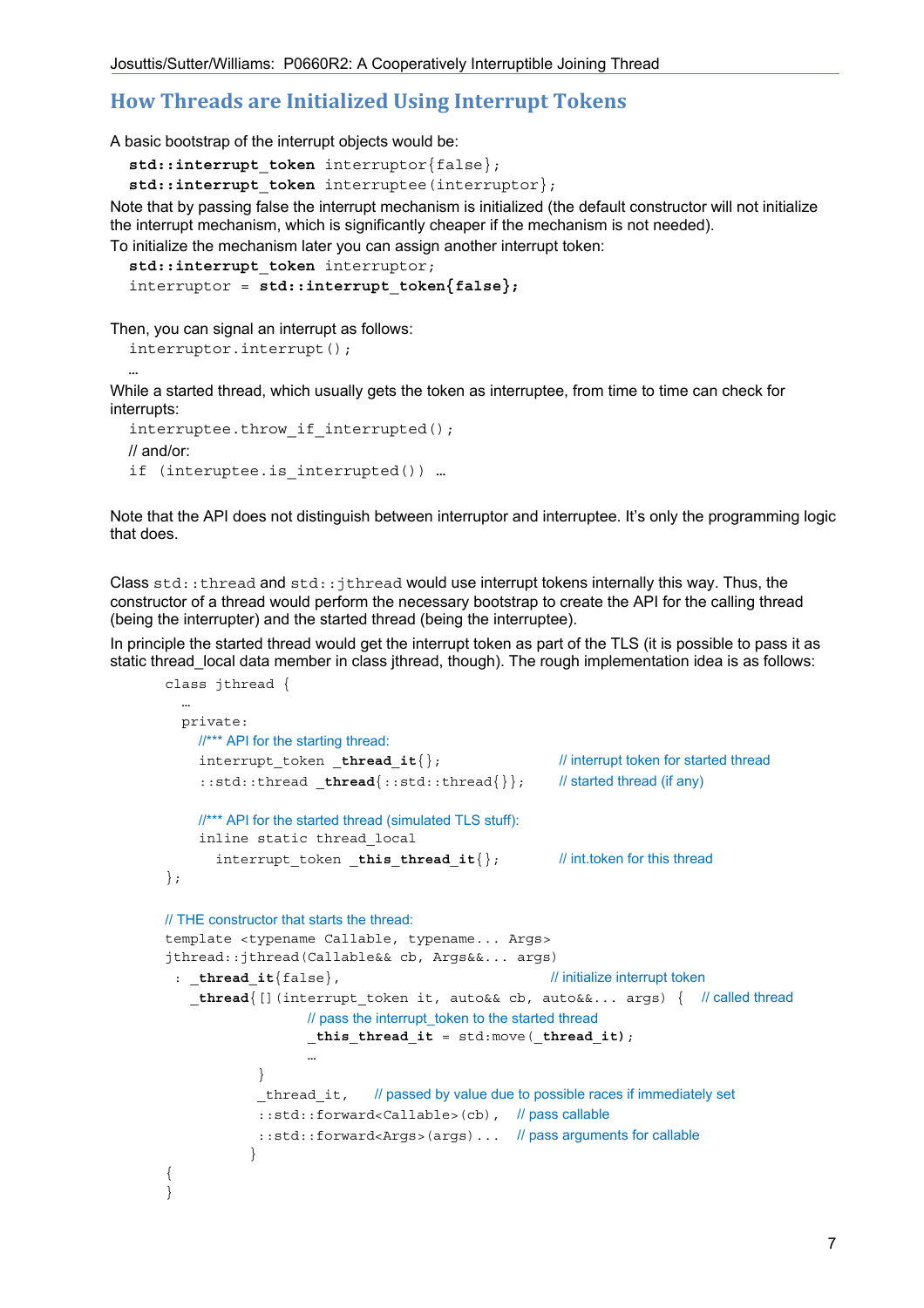## How Threads are Initialized Using Interrupt Tokens

A basic bootstrap of the interrupt objects would be:

```
std::interrupt_token interruptor{false};
std::interrupt_token interruptee(interruptor};
```

Note that by passing false the interrupt mechanism is initialized (the default constructor will not initialize the interrupt mechanism, which is significantly cheaper if the mechanism is not needed).
To initialize the mechanism later you can assign another interrupt token:

```
std::interrupt_token interruptor;
interruptor = std::interrupt_token{false};
```

Then, you can signal an interrupt as follows:

```
interruptor.interrupt();
…
```

While a started thread, which usually gets the token as interruptee, from time to time can check for interrupts:

```
interruptee.throw_if_interrupted();
// and/or:
if (interuptee.is_interrupted()) …
```

Note that the API does not distinguish between interruptor and interruptee. It's only the programming logic that does.

Class `std::thread` and `std::jthread` would use interrupt tokens internally this way. Thus, the constructor of a thread would perform the necessary bootstrap to create the API for the calling thread (being the interrupter) and the started thread (being the interruptee).

In principle the started thread would get the interrupt token as part of the TLS (it is possible to pass it as static thread_local data member in class jthread, though). The rough implementation idea is as follows:

```
class jthread {
  …
  private:
    //*** API for the starting thread:
    interrupt_token _thread_it{};                // interrupt token for started thread
    ::std::thread _thread{::std::thread{}};      // started thread (if any)

    //*** API for the started thread (simulated TLS stuff):
    inline static thread_local
      interrupt_token _this_thread_it{};         // int.token for this thread
};

// THE constructor that starts the thread:
template <typename Callable, typename... Args>
jthread::jthread(Callable&& cb, Args&&... args)
 : _thread_it{false},                            // initialize interrupt token
   _thread{[](interrupt_token it, auto&& cb, auto&&... args) {   // called thread
                 // pass the interrupt_token to the started thread
                 _this_thread_it = std:move(_thread_it);
                 …
           }
           _thread_it,    // passed by value due to possible races if immediately set
           ::std::forward<Callable>(cb),   // pass callable
           ::std::forward<Args>(args)...   // pass arguments for callable
          }
{
}
```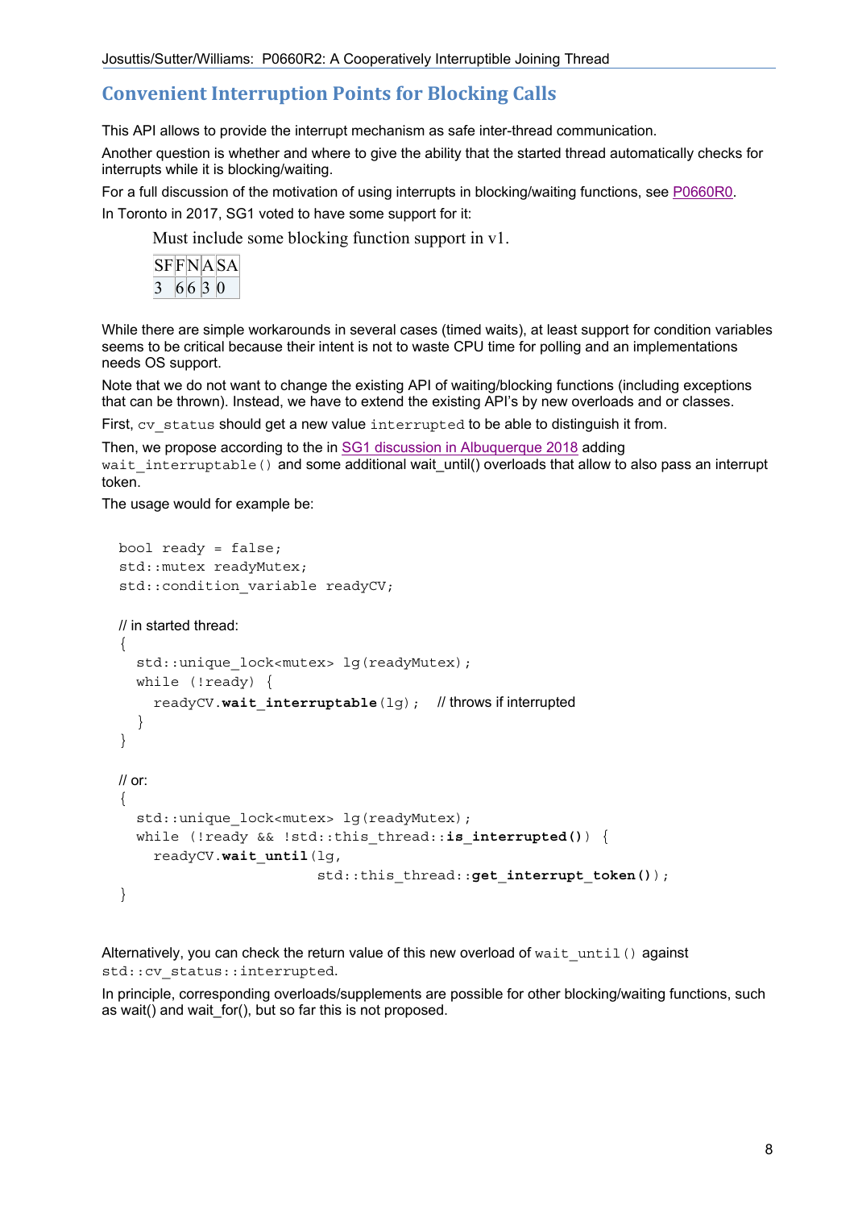## Convenient Interruption Points for Blocking Calls

This API allows to provide the interrupt mechanism as safe inter-thread communication.

Another question is whether and where to give the ability that the started thread automatically checks for interrupts while it is blocking/waiting.

For a full discussion of the motivation of using interrupts in blocking/waiting functions, see P0660R0.

In Toronto in 2017, SG1 voted to have some support for it:

> Must include some blocking function support in v1.
>
> | SF | F | N | A | SA |
> |---|---|---|---|---|
> | 3 | 6 | 6 | 3 | 0 |

While there are simple workarounds in several cases (timed waits), at least support for condition variables seems to be critical because their intent is not to waste CPU time for polling and an implementations needs OS support.

Note that we do not want to change the existing API of waiting/blocking functions (including exceptions that can be thrown). Instead, we have to extend the existing API's by new overloads and or classes.

First, `cv_status` should get a new value `interrupted` to be able to distinguish it from.

Then, we propose according to the in SG1 discussion in Albuquerque 2018 adding `wait_interruptable()` and some additional wait_until() overloads that allow to also pass an interrupt token.

The usage would for example be:

```
bool ready = false;
std::mutex readyMutex;
std::condition_variable readyCV;

// in started thread:
{
  std::unique_lock<mutex> lg(readyMutex);
  while (!ready) {
    readyCV.wait_interruptable(lg);   // throws if interrupted
  }
}

// or:
{
  std::unique_lock<mutex> lg(readyMutex);
  while (!ready && !std::this_thread::is_interrupted()) {
    readyCV.wait_until(lg,
                       std::this_thread::get_interrupt_token());
}
```

Alternatively, you can check the return value of this new overload of `wait_until()` against `std::cv_status::interrupted`.

In principle, corresponding overloads/supplements are possible for other blocking/waiting functions, such as wait() and wait_for(), but so far this is not proposed.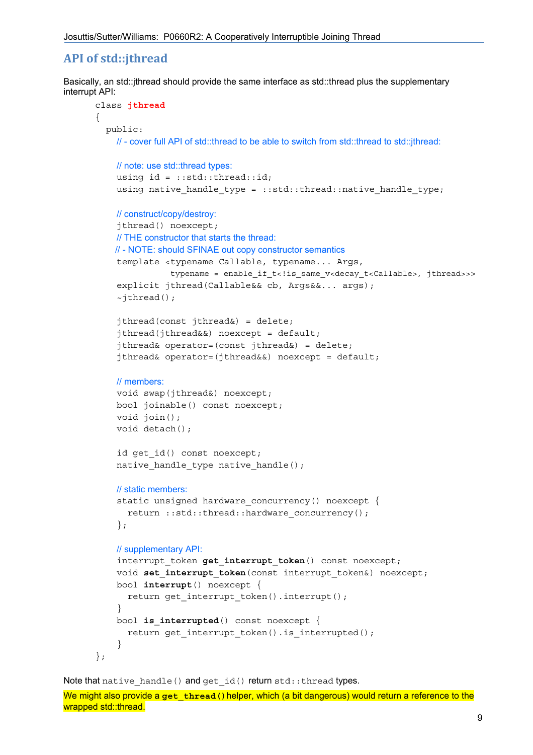## API of std::jthread

Basically, an std::jthread should provide the same interface as std::thread plus the supplementary interrupt API:

```
class jthread
{
  public:
    // - cover full API of std::thread to be able to switch from std::thread to std::jthread:

    // note: use std::thread types:
    using id = ::std::thread::id;
    using native_handle_type = ::std::thread::native_handle_type;

    // construct/copy/destroy:
    jthread() noexcept;
    // THE constructor that starts the thread:
    // - NOTE: should SFINAE out copy constructor semantics
    template <typename Callable, typename... Args,
              typename = enable_if_t<!is_same_v<decay_t<Callable>, jthread>>>
    explicit jthread(Callable&& cb, Args&&... args);
    ~jthread();

    jthread(const jthread&) = delete;
    jthread(jthread&&) noexcept = default;
    jthread& operator=(const jthread&) = delete;
    jthread& operator=(jthread&&) noexcept = default;

    // members:
    void swap(jthread&) noexcept;
    bool joinable() const noexcept;
    void join();
    void detach();

    id get_id() const noexcept;
    native_handle_type native_handle();

    // static members:
    static unsigned hardware_concurrency() noexcept {
      return ::std::thread::hardware_concurrency();
    };

    // supplementary API:
    interrupt_token get_interrupt_token() const noexcept;
    void set_interrupt_token(const interrupt_token&) noexcept;
    bool interrupt() noexcept {
      return get_interrupt_token().interrupt();
    }
    bool is_interrupted() const noexcept {
      return get_interrupt_token().is_interrupted();
    }
};
```

Note that `native_handle()` and `get_id()` return `std::thread` types.

We might also provide a **`get_thread()`** helper, which (a bit dangerous) would return a reference to the wrapped std::thread.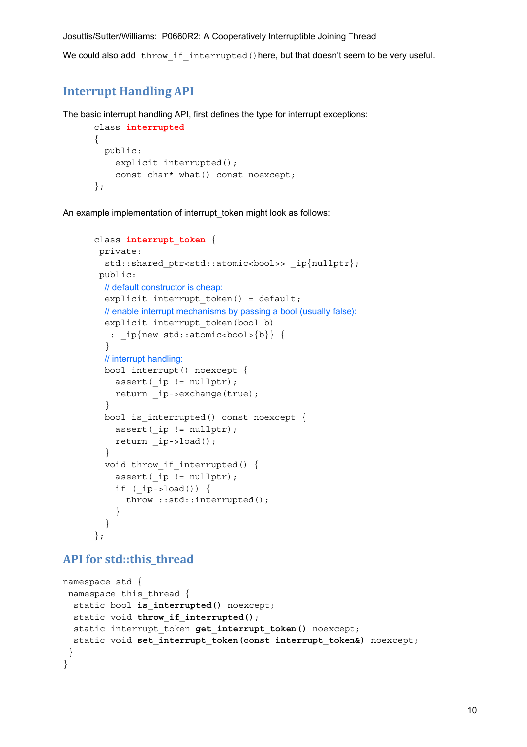We could also add `throw_if_interrupted()` here, but that doesn't seem to be very useful.

## Interrupt Handling API

The basic interrupt handling API, first defines the type for interrupt exceptions:

```
class interrupted
{
  public:
    explicit interrupted();
    const char* what() const noexcept;
};
```

An example implementation of interrupt_token might look as follows:

```
class interrupt_token {
 private:
  std::shared_ptr<std::atomic<bool>> _ip{nullptr};
 public:
  // default constructor is cheap:
  explicit interrupt_token() = default;
  // enable interrupt mechanisms by passing a bool (usually false):
  explicit interrupt_token(bool b)
   : _ip{new std::atomic<bool>{b}} {
  }
  // interrupt handling:
  bool interrupt() noexcept {
    assert(_ip != nullptr);
    return _ip->exchange(true);
  }
  bool is_interrupted() const noexcept {
    assert(_ip != nullptr);
    return _ip->load();
  }
  void throw_if_interrupted() {
    assert(_ip != nullptr);
    if (_ip->load()) {
      throw ::std::interrupted();
    }
  }
};
```

## API for std::this_thread

```
namespace std {
 namespace this_thread {
  static bool is_interrupted() noexcept;
  static void throw_if_interrupted();
  static interrupt_token get_interrupt_token() noexcept;
  static void set_interrupt_token(const interrupt_token&) noexcept;
 }
}
```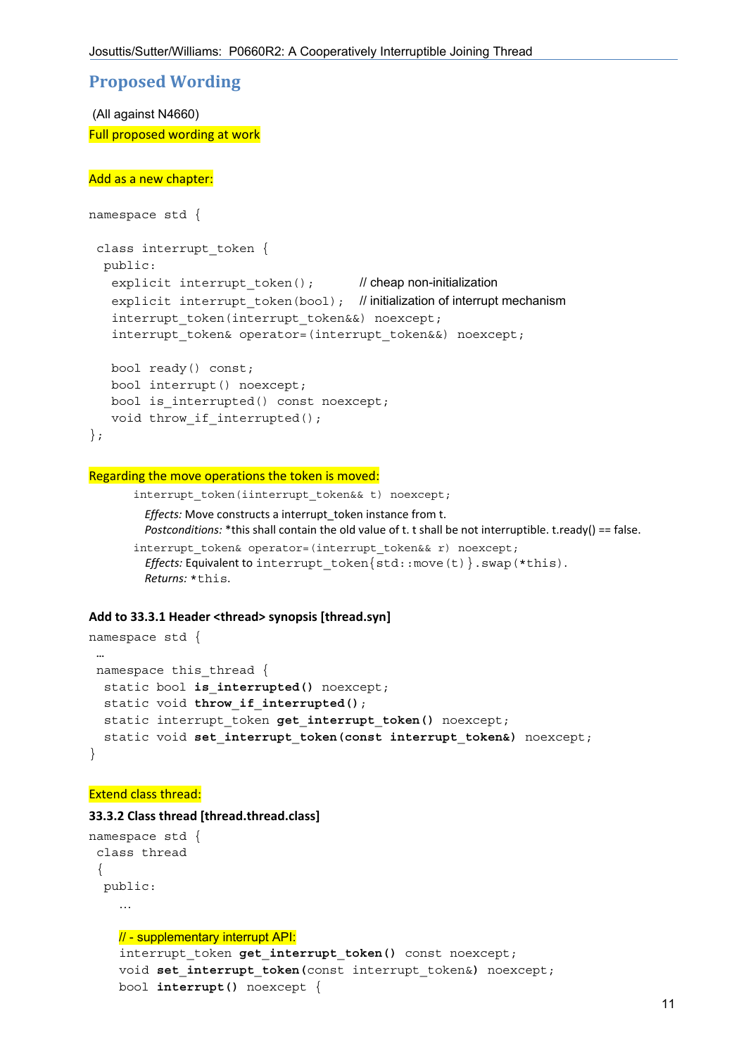## Proposed Wording

(All against N4660)

Full proposed wording at work

Add as a new chapter:

```
namespace std {

 class interrupt_token {
  public:
   explicit interrupt_token();        // cheap non-initialization
   explicit interrupt_token(bool);    // initialization of interrupt mechanism
   interrupt_token(interrupt_token&&) noexcept;
   interrupt_token& operator=(interrupt_token&&) noexcept;

   bool ready() const;
   bool interrupt() noexcept;
   bool is_interrupted() const noexcept;
   void throw_if_interrupted();
};
```

Regarding the move operations the token is moved:

```
interrupt_token(iinterrupt_token&& t) noexcept;
```

*Effects:* Move constructs a interrupt_token instance from t.
*Postconditions:* *this shall contain the old value of t. t shall be not interruptible. t.ready() == false.

```
interrupt_token& operator=(interrupt_token&& r) noexcept;
```

*Effects:* Equivalent to `interrupt_token{std::move(t)}.swap(*this)`.
*Returns:* `*this`.

### Add to 33.3.1 Header <thread> synopsis [thread.syn]

```
namespace std {
 …
 namespace this_thread {
  static bool is_interrupted() noexcept;
  static void throw_if_interrupted();
  static interrupt_token get_interrupt_token() noexcept;
  static void set_interrupt_token(const interrupt_token&) noexcept;
}
```

Extend class thread:

### 33.3.2 Class thread [thread.thread.class]

```
namespace std {
 class thread
 {
  public:
    …

    // - supplementary interrupt API:
    interrupt_token get_interrupt_token() const noexcept;
    void set_interrupt_token(const interrupt_token&) noexcept;
    bool interrupt() noexcept {
```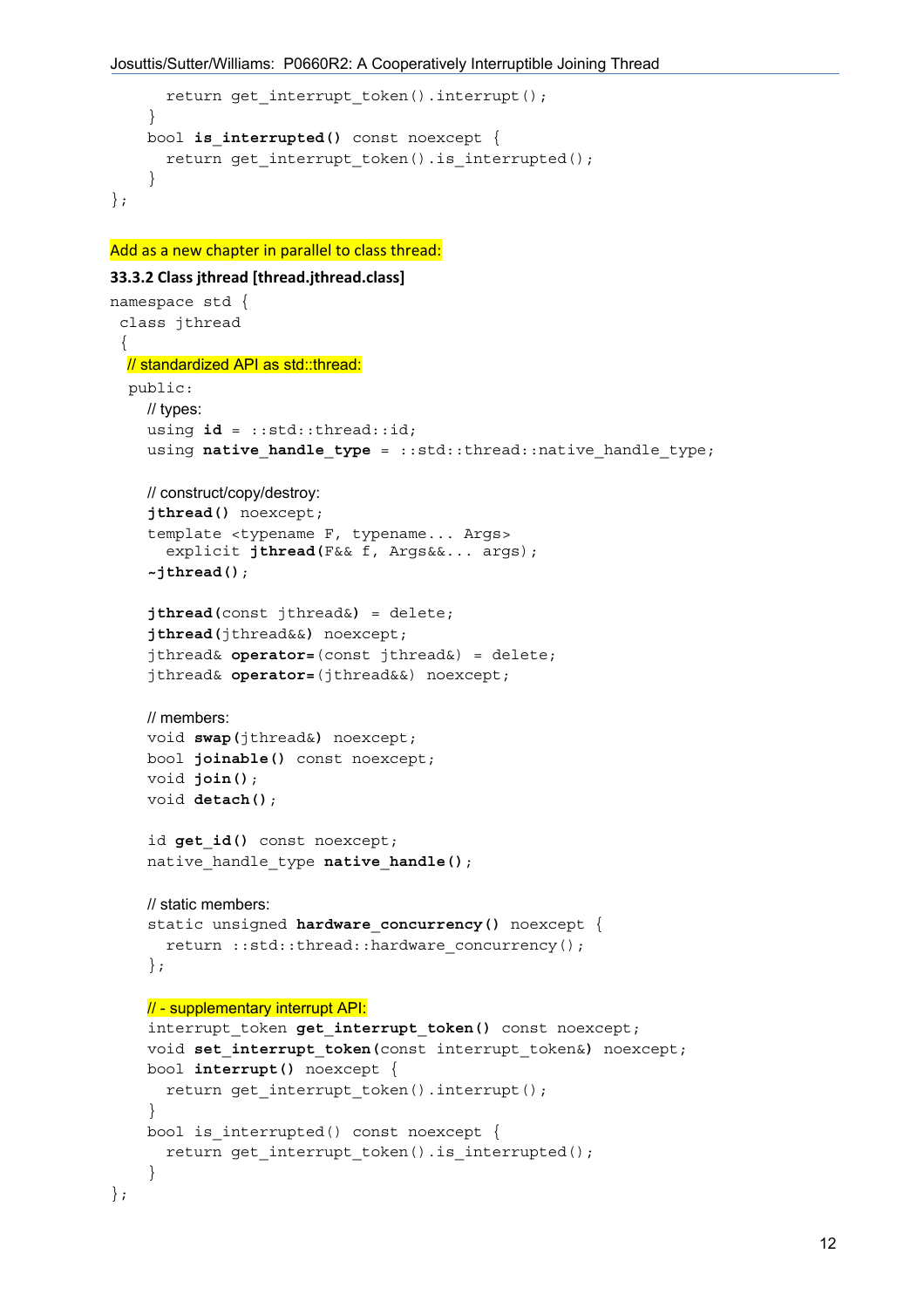```
      return get_interrupt_token().interrupt();
    }
    bool is_interrupted() const noexcept {
      return get_interrupt_token().is_interrupted();
    }
};
```

Add as a new chapter in parallel to class thread:

**33.3.2 Class jthread [thread.jthread.class]**

```
namespace std {
 class jthread
 {
  // standardized API as std::thread:
  public:
    // types:
    using id = ::std::thread::id;
    using native_handle_type = ::std::thread::native_handle_type;

    // construct/copy/destroy:
    jthread() noexcept;
    template <typename F, typename... Args>
      explicit jthread(F&& f, Args&&... args);
    ~jthread();

    jthread(const jthread&) = delete;
    jthread(jthread&&) noexcept;
    jthread& operator=(const jthread&) = delete;
    jthread& operator=(jthread&&) noexcept;

    // members:
    void swap(jthread&) noexcept;
    bool joinable() const noexcept;
    void join();
    void detach();

    id get_id() const noexcept;
    native_handle_type native_handle();

    // static members:
    static unsigned hardware_concurrency() noexcept {
      return ::std::thread::hardware_concurrency();
    };

    // - supplementary interrupt API:
    interrupt_token get_interrupt_token() const noexcept;
    void set_interrupt_token(const interrupt_token&) noexcept;
    bool interrupt() noexcept {
      return get_interrupt_token().interrupt();
    }
    bool is_interrupted() const noexcept {
      return get_interrupt_token().is_interrupted();
    }
};
```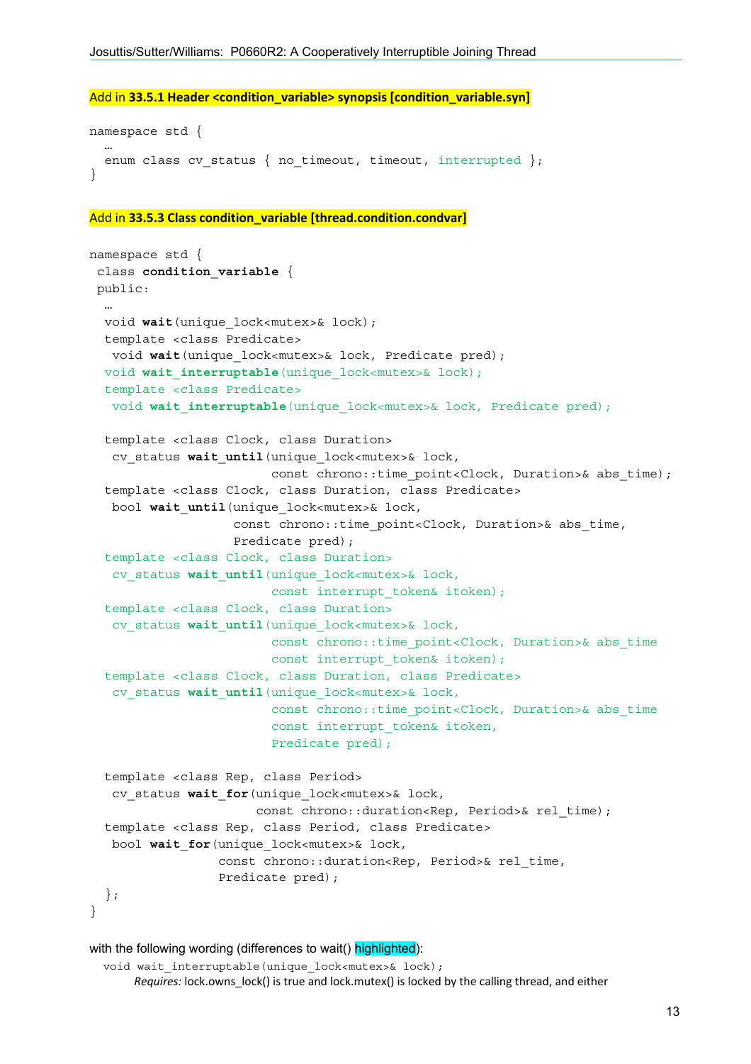**Add in 33.5.1 Header <condition_variable> synopsis [condition_variable.syn]**

```
namespace std {
  …
  enum class cv_status { no_timeout, timeout, interrupted };
}
```

**Add in 33.5.3 Class condition_variable [thread.condition.condvar]**

```
namespace std {
 class condition_variable {
 public:
  …
  void wait(unique_lock<mutex>& lock);
  template <class Predicate>
   void wait(unique_lock<mutex>& lock, Predicate pred);
  void wait_interruptable(unique_lock<mutex>& lock);
  template <class Predicate>
   void wait_interruptable(unique_lock<mutex>& lock, Predicate pred);

  template <class Clock, class Duration>
   cv_status wait_until(unique_lock<mutex>& lock,
                        const chrono::time_point<Clock, Duration>& abs_time);
  template <class Clock, class Duration, class Predicate>
   bool wait_until(unique_lock<mutex>& lock,
                   const chrono::time_point<Clock, Duration>& abs_time,
                   Predicate pred);
  template <class Clock, class Duration>
   cv_status wait_until(unique_lock<mutex>& lock,
                        const interrupt_token& itoken);
  template <class Clock, class Duration>
   cv_status wait_until(unique_lock<mutex>& lock,
                        const chrono::time_point<Clock, Duration>& abs_time
                        const interrupt_token& itoken);
  template <class Clock, class Duration, class Predicate>
   cv_status wait_until(unique_lock<mutex>& lock,
                        const chrono::time_point<Clock, Duration>& abs_time
                        const interrupt_token& itoken,
                        Predicate pred);

  template <class Rep, class Period>
   cv_status wait_for(unique_lock<mutex>& lock,
                      const chrono::duration<Rep, Period>& rel_time);
  template <class Rep, class Period, class Predicate>
   bool wait_for(unique_lock<mutex>& lock,
                 const chrono::duration<Rep, Period>& rel_time,
                 Predicate pred);
  };
}
```

with the following wording (differences to wait() highlighted):

```
void wait_interruptable(unique_lock<mutex>& lock);
```

*Requires:* lock.owns_lock() is true and lock.mutex() is locked by the calling thread, and either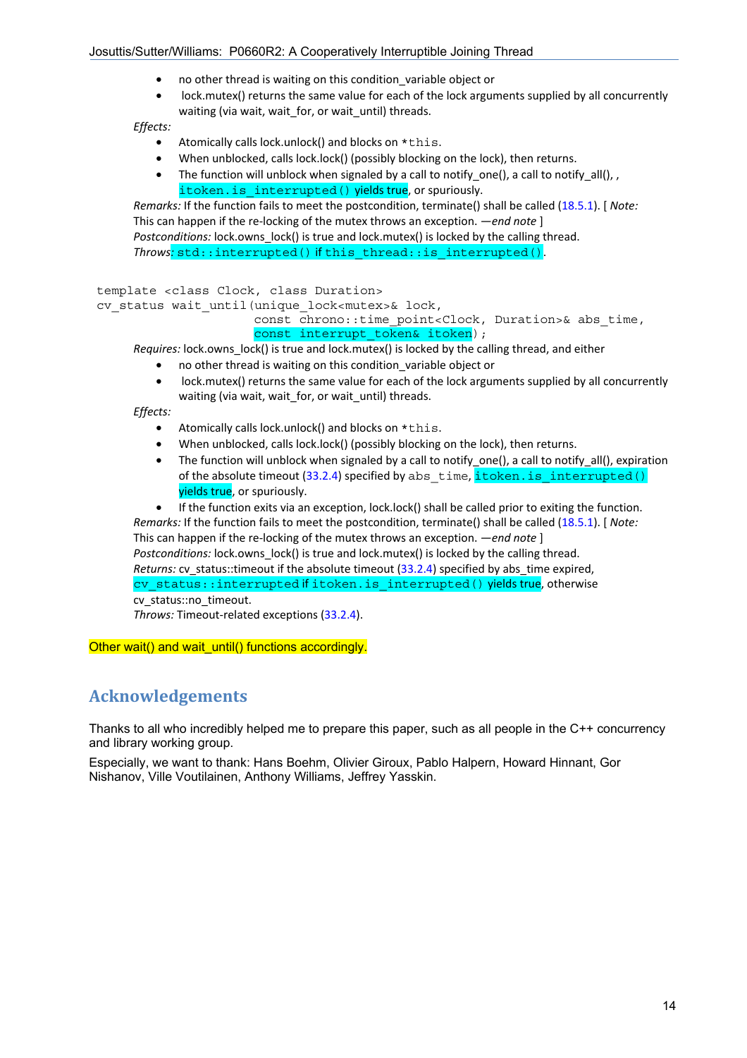- no other thread is waiting on this condition_variable object or
- lock.mutex() returns the same value for each of the lock arguments supplied by all concurrently waiting (via wait, wait_for, or wait_until) threads.

*Effects:*

- Atomically calls lock.unlock() and blocks on `*this`.
- When unblocked, calls lock.lock() (possibly blocking on the lock), then returns.
- The function will unblock when signaled by a call to notify_one(), a call to notify_all(), , `itoken.is_interrupted()` yields true, or spuriously.

*Remarks:* If the function fails to meet the postcondition, terminate() shall be called (18.5.1). [ *Note:* This can happen if the re-locking of the mutex throws an exception. *—end note* ]

*Postconditions:* lock.owns_lock() is true and lock.mutex() is locked by the calling thread.

*Throws:* `std::interrupted()` if `this_thread::is_interrupted()`.

```
template <class Clock, class Duration>
cv_status wait_until(unique_lock<mutex>& lock,
                     const chrono::time_point<Clock, Duration>& abs_time,
                     const interrupt_token& itoken);
```

*Requires:* lock.owns_lock() is true and lock.mutex() is locked by the calling thread, and either

- no other thread is waiting on this condition_variable object or
- lock.mutex() returns the same value for each of the lock arguments supplied by all concurrently waiting (via wait, wait_for, or wait_until) threads.

*Effects:*

- Atomically calls lock.unlock() and blocks on `*this`.
- When unblocked, calls lock.lock() (possibly blocking on the lock), then returns.
- The function will unblock when signaled by a call to notify_one(), a call to notify_all(), expiration of the absolute timeout (33.2.4) specified by `abs_time`, `itoken.is_interrupted()` yields true, or spuriously.
- If the function exits via an exception, lock.lock() shall be called prior to exiting the function.

*Remarks:* If the function fails to meet the postcondition, terminate() shall be called (18.5.1). [ *Note:* This can happen if the re-locking of the mutex throws an exception. *—end note* ]

*Postconditions:* lock.owns_lock() is true and lock.mutex() is locked by the calling thread.

*Returns:* cv_status::timeout if the absolute timeout (33.2.4) specified by abs_time expired, `cv_status::interrupted` if `itoken.is_interrupted()` yields true, otherwise cv_status::no_timeout.

*Throws:* Timeout-related exceptions (33.2.4).

Other wait() and wait_until() functions accordingly.

## Acknowledgements

Thanks to all who incredibly helped me to prepare this paper, such as all people in the C++ concurrency and library working group.

Especially, we want to thank: Hans Boehm, Olivier Giroux, Pablo Halpern, Howard Hinnant, Gor Nishanov, Ville Voutilainen, Anthony Williams, Jeffrey Yasskin.